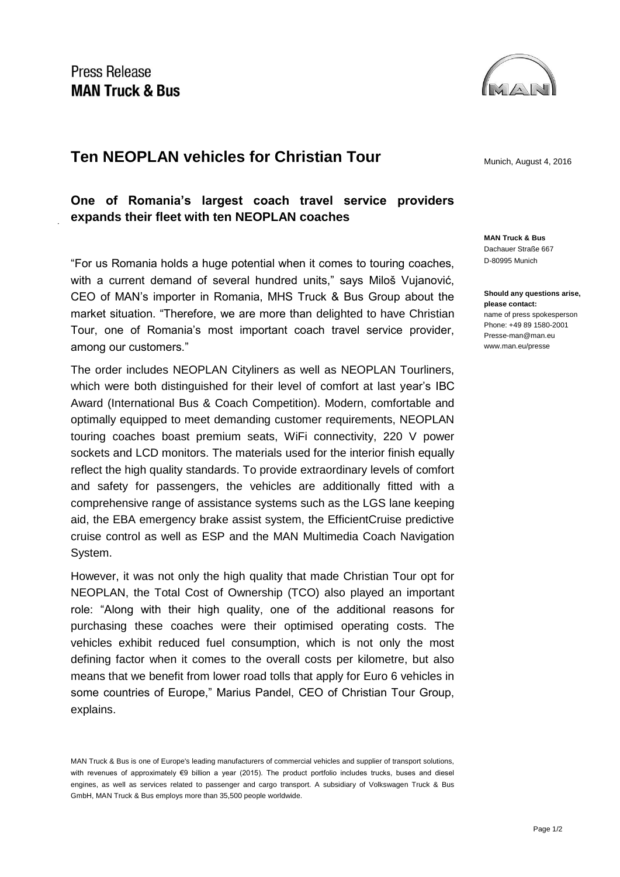Press Release
**MAN Truck & Bus**

# Ten NEOPLAN vehicles for Christian Tour

Munich, August 4, 2016

## One of Romania's largest coach travel service providers expands their fleet with ten NEOPLAN coaches

**MAN Truck & Bus**
Dachauer Straße 667
D-80995 Munich

**Should any questions arise, please contact:**
name of press spokesperson
Phone: +49 89 1580-2001
Presse-man@man.eu
www.man.eu/presse

"For us Romania holds a huge potential when it comes to touring coaches, with a current demand of several hundred units," says Miloš Vujanović, CEO of MAN's importer in Romania, MHS Truck & Bus Group about the market situation. "Therefore, we are more than delighted to have Christian Tour, one of Romania's most important coach travel service provider, among our customers."

The order includes NEOPLAN Cityliners as well as NEOPLAN Tourliners, which were both distinguished for their level of comfort at last year's IBC Award (International Bus & Coach Competition). Modern, comfortable and optimally equipped to meet demanding customer requirements, NEOPLAN touring coaches boast premium seats, WiFi connectivity, 220 V power sockets and LCD monitors. The materials used for the interior finish equally reflect the high quality standards. To provide extraordinary levels of comfort and safety for passengers, the vehicles are additionally fitted with a comprehensive range of assistance systems such as the LGS lane keeping aid, the EBA emergency brake assist system, the EfficientCruise predictive cruise control as well as ESP and the MAN Multimedia Coach Navigation System.

However, it was not only the high quality that made Christian Tour opt for NEOPLAN, the Total Cost of Ownership (TCO) also played an important role: "Along with their high quality, one of the additional reasons for purchasing these coaches were their optimised operating costs. The vehicles exhibit reduced fuel consumption, which is not only the most defining factor when it comes to the overall costs per kilometre, but also means that we benefit from lower road tolls that apply for Euro 6 vehicles in some countries of Europe," Marius Pandel, CEO of Christian Tour Group, explains.

MAN Truck & Bus is one of Europe's leading manufacturers of commercial vehicles and supplier of transport solutions, with revenues of approximately €9 billion a year (2015). The product portfolio includes trucks, buses and diesel engines, as well as services related to passenger and cargo transport. A subsidiary of Volkswagen Truck & Bus GmbH, MAN Truck & Bus employs more than 35,500 people worldwide.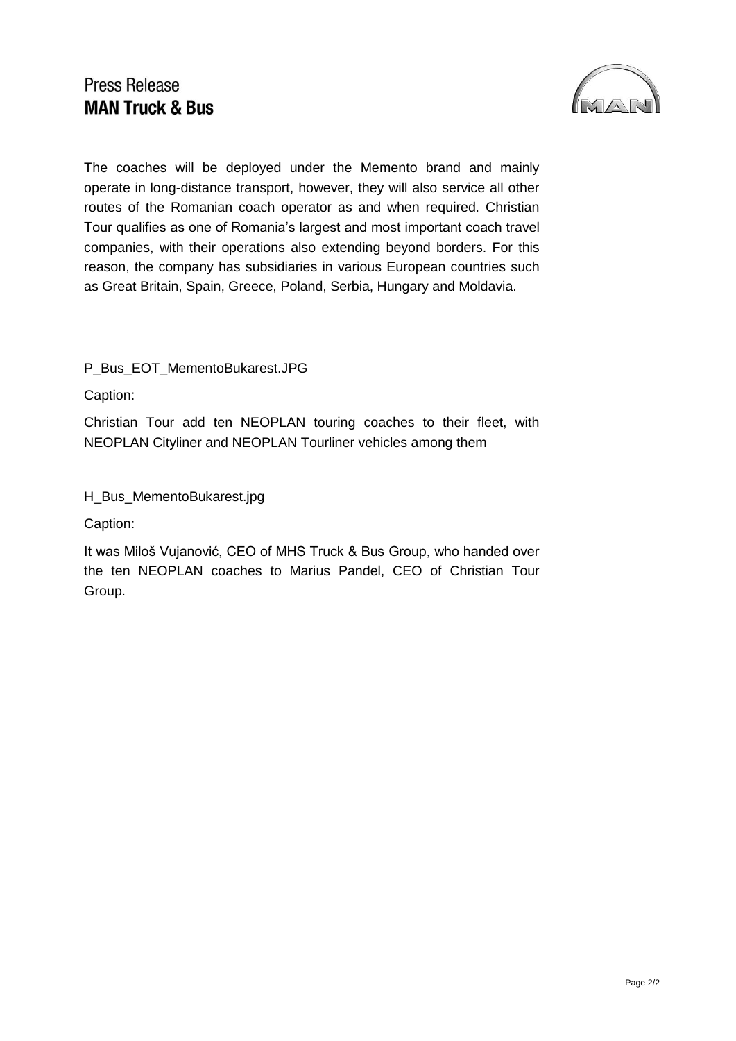The coaches will be deployed under the Memento brand and mainly operate in long-distance transport, however, they will also service all other routes of the Romanian coach operator as and when required. Christian Tour qualifies as one of Romania's largest and most important coach travel companies, with their operations also extending beyond borders. For this reason, the company has subsidiaries in various European countries such as Great Britain, Spain, Greece, Poland, Serbia, Hungary and Moldavia.

P_Bus_EOT_MementoBukarest.JPG

Caption:

Christian Tour add ten NEOPLAN touring coaches to their fleet, with NEOPLAN Cityliner and NEOPLAN Tourliner vehicles among them

H_Bus_MementoBukarest.jpg

Caption:

It was Miloš Vujanović, CEO of MHS Truck & Bus Group, who handed over the ten NEOPLAN coaches to Marius Pandel, CEO of Christian Tour Group.